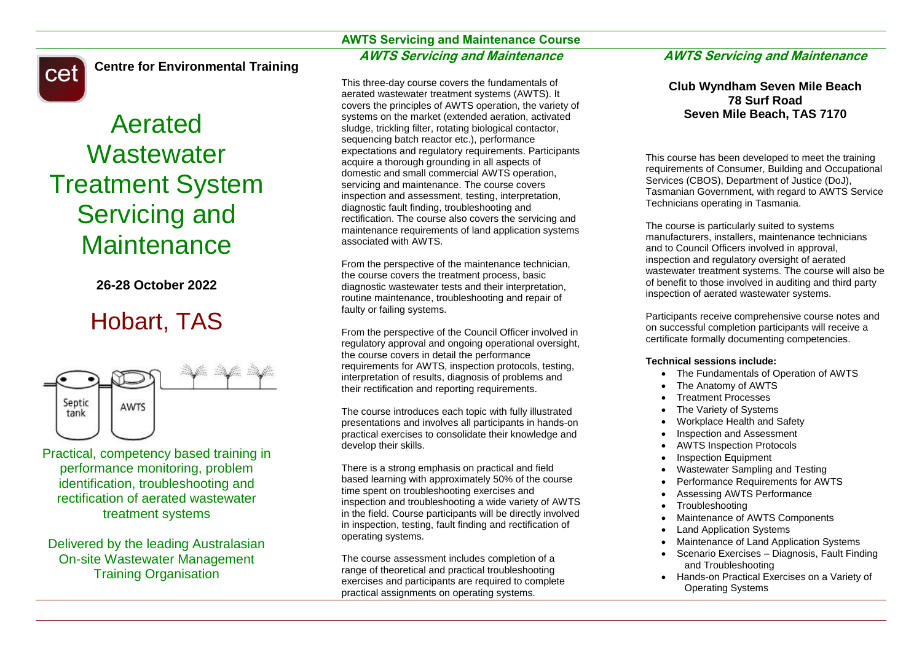cet

**Centre for Environmental Training**

# Aerated Wastewater Treatment System Servicing and Maintenance

**26-28 October 2022**

## Hobart, TAS

Septic tank

AWTS

Practical, competency based training in performance monitoring, problem identification, troubleshooting and rectification of aerated wastewater treatment systems

Delivered by the leading Australasian On-site Wastewater Management Training Organisation

**AWTS Servicing and Maintenance Course**

## *AWTS Servicing and Maintenance*

This three-day course covers the fundamentals of aerated wastewater treatment systems (AWTS). It covers the principles of AWTS operation, the variety of systems on the market (extended aeration, activated sludge, trickling filter, rotating biological contactor, sequencing batch reactor etc.), performance expectations and regulatory requirements. Participants acquire a thorough grounding in all aspects of domestic and small commercial AWTS operation, servicing and maintenance. The course covers inspection and assessment, testing, interpretation, diagnostic fault finding, troubleshooting and rectification. The course also covers the servicing and maintenance requirements of land application systems associated with AWTS.

From the perspective of the maintenance technician, the course covers the treatment process, basic diagnostic wastewater tests and their interpretation, routine maintenance, troubleshooting and repair of faulty or failing systems.

From the perspective of the Council Officer involved in regulatory approval and ongoing operational oversight, the course covers in detail the performance requirements for AWTS, inspection protocols, testing, interpretation of results, diagnosis of problems and their rectification and reporting requirements.

The course introduces each topic with fully illustrated presentations and involves all participants in hands-on practical exercises to consolidate their knowledge and develop their skills.

There is a strong emphasis on practical and field based learning with approximately 50% of the course time spent on troubleshooting exercises and inspection and troubleshooting a wide variety of AWTS in the field. Course participants will be directly involved in inspection, testing, fault finding and rectification of operating systems.

The course assessment includes completion of a range of theoretical and practical troubleshooting exercises and participants are required to complete practical assignments on operating systems.

## *AWTS Servicing and Maintenance*

**Club Wyndham Seven Mile Beach**
**78 Surf Road**
**Seven Mile Beach, TAS 7170**

This course has been developed to meet the training requirements of Consumer, Building and Occupational Services (CBOS), Department of Justice (DoJ), Tasmanian Government, with regard to AWTS Service Technicians operating in Tasmania.

The course is particularly suited to systems manufacturers, installers, maintenance technicians and to Council Officers involved in approval, inspection and regulatory oversight of aerated wastewater treatment systems. The course will also be of benefit to those involved in auditing and third party inspection of aerated wastewater systems.

Participants receive comprehensive course notes and on successful completion participants will receive a certificate formally documenting competencies.

**Technical sessions include:**

- The Fundamentals of Operation of AWTS
- The Anatomy of AWTS
- Treatment Processes
- The Variety of Systems
- Workplace Health and Safety
- Inspection and Assessment
- AWTS Inspection Protocols
- Inspection Equipment
- Wastewater Sampling and Testing
- Performance Requirements for AWTS
- Assessing AWTS Performance
- Troubleshooting
- Maintenance of AWTS Components
- Land Application Systems
- Maintenance of Land Application Systems
- Scenario Exercises – Diagnosis, Fault Finding and Troubleshooting
- Hands-on Practical Exercises on a Variety of Operating Systems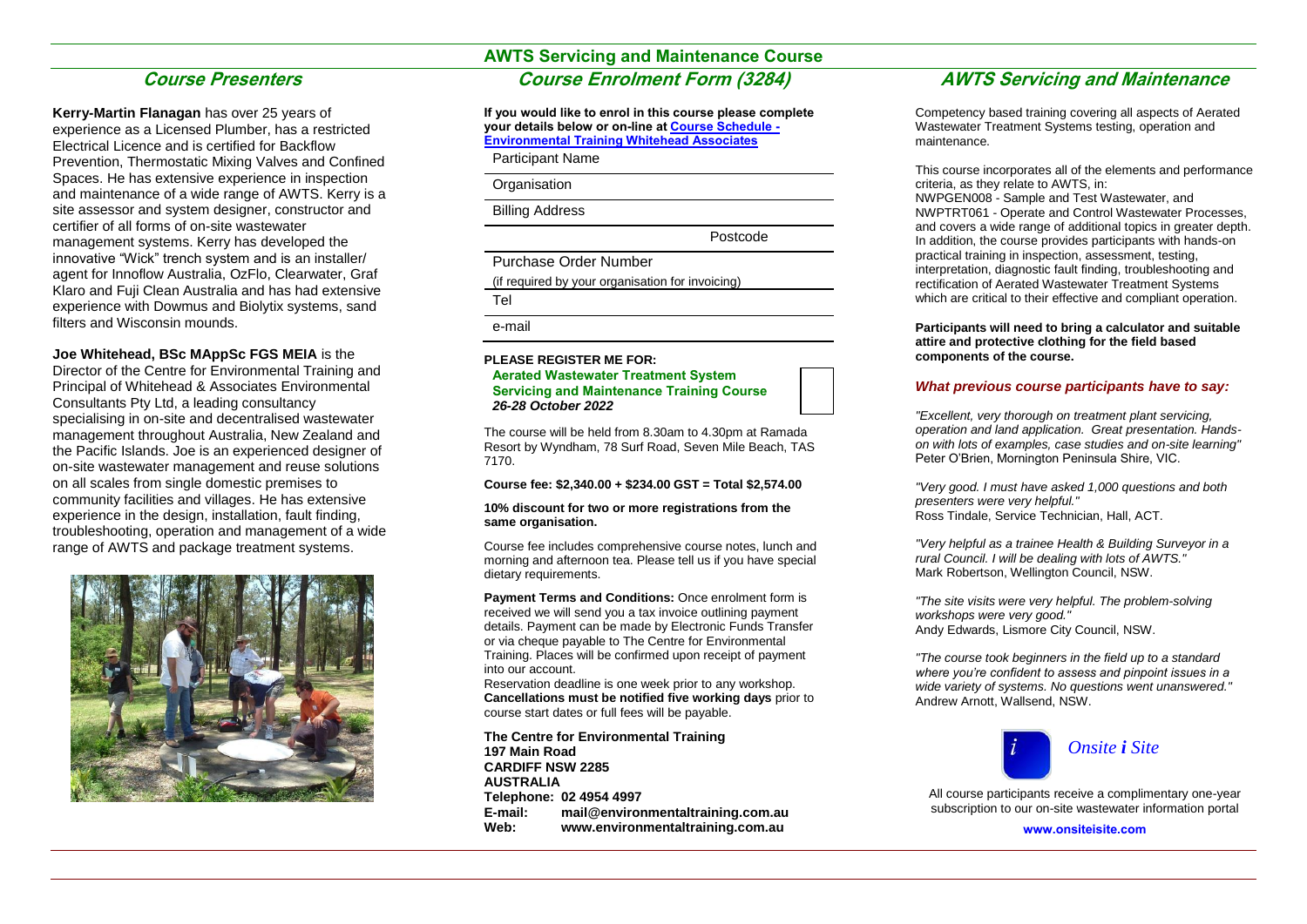# Course Presenters

**Kerry-Martin Flanagan** has over 25 years of experience as a Licensed Plumber, has a restricted Electrical Licence and is certified for Backflow Prevention, Thermostatic Mixing Valves and Confined Spaces. He has extensive experience in inspection and maintenance of a wide range of AWTS. Kerry is a site assessor and system designer, constructor and certifier of all forms of on-site wastewater management systems. Kerry has developed the innovative "Wick" trench system and is an installer/ agent for Innoflow Australia, OzFlo, Clearwater, Graf Klaro and Fuji Clean Australia and has had extensive experience with Dowmus and Biolytix systems, sand filters and Wisconsin mounds.

**Joe Whitehead, BSc MAppSc FGS MEIA** is the Director of the Centre for Environmental Training and Principal of Whitehead & Associates Environmental Consultants Pty Ltd, a leading consultancy specialising in on-site and decentralised wastewater management throughout Australia, New Zealand and the Pacific Islands. Joe is an experienced designer of on-site wastewater management and reuse solutions on all scales from single domestic premises to community facilities and villages. He has extensive experience in the design, installation, fault finding, troubleshooting, operation and management of a wide range of AWTS and package treatment systems.

## AWTS Servicing and Maintenance Course

# Course Enrolment Form (3284)

**If you would like to enrol in this course please complete your details below or on-line at [Course Schedule - Environmental Training Whitehead Associates]**

Participant Name

Organisation

Billing Address

Postcode

Purchase Order Number

(if required by your organisation for invoicing)

Tel

e-mail

**PLEASE REGISTER ME FOR:**

**Aerated Wastewater Treatment System Servicing and Maintenance Training Course**
***26-28 October 2022***

The course will be held from 8.30am to 4.30pm at Ramada Resort by Wyndham, 78 Surf Road, Seven Mile Beach, TAS 7170.

**Course fee: $2,340.00 + $234.00 GST = Total $2,574.00**

**10% discount for two or more registrations from the same organisation.**

Course fee includes comprehensive course notes, lunch and morning and afternoon tea. Please tell us if you have special dietary requirements.

**Payment Terms and Conditions:** Once enrolment form is received we will send you a tax invoice outlining payment details. Payment can be made by Electronic Funds Transfer or via cheque payable to The Centre for Environmental Training. Places will be confirmed upon receipt of payment into our account.

Reservation deadline is one week prior to any workshop. **Cancellations must be notified five working days** prior to course start dates or full fees will be payable.

**The Centre for Environmental Training**
**197 Main Road**
**CARDIFF NSW 2285**
**AUSTRALIA**
**Telephone: 02 4954 4997**
**E-mail: mail@environmentaltraining.com.au**
**Web: www.environmentaltraining.com.au**

# AWTS Servicing and Maintenance

Competency based training covering all aspects of Aerated Wastewater Treatment Systems testing, operation and maintenance.

This course incorporates all of the elements and performance criteria, as they relate to AWTS, in:
NWPGEN008 - Sample and Test Wastewater, and
NWPTRT061 - Operate and Control Wastewater Processes,
and covers a wide range of additional topics in greater depth. In addition, the course provides participants with hands-on practical training in inspection, assessment, testing, interpretation, diagnostic fault finding, troubleshooting and rectification of Aerated Wastewater Treatment Systems which are critical to their effective and compliant operation.

**Participants will need to bring a calculator and suitable attire and protective clothing for the field based components of the course.**

### *What previous course participants have to say:*

*"Excellent, very thorough on treatment plant servicing, operation and land application. Great presentation. Hands-on with lots of examples, case studies and on-site learning"*
Peter O'Brien, Mornington Peninsula Shire, VIC.

*"Very good. I must have asked 1,000 questions and both presenters were very helpful."*
Ross Tindale, Service Technician, Hall, ACT.

*"Very helpful as a trainee Health & Building Surveyor in a rural Council. I will be dealing with lots of AWTS."*
Mark Robertson, Wellington Council, NSW.

*"The site visits were very helpful. The problem-solving workshops were very good."*
Andy Edwards, Lismore City Council, NSW.

*"The course took beginners in the field up to a standard where you're confident to assess and pinpoint issues in a wide variety of systems. No questions went unanswered."*
Andrew Arnott, Wallsend, NSW.

*Onsite i Site*

All course participants receive a complimentary one-year subscription to our on-site wastewater information portal

**www.onsiteisite.com**